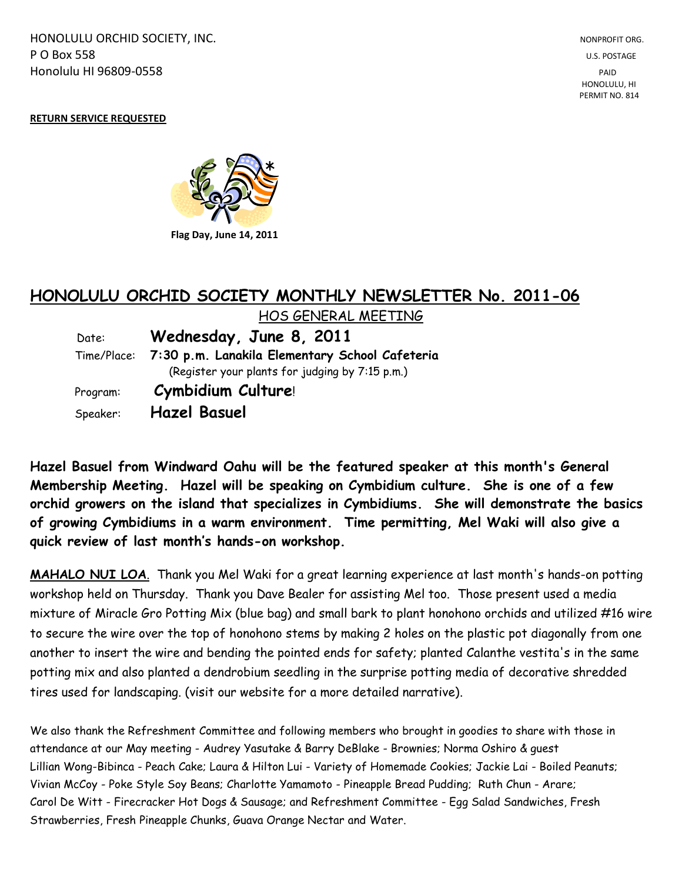HONOLULU ORCHID SOCIETY, INC.
P O Box 558
Honolulu HI 96809-0558

NONPROFIT ORG.
U.S. POSTAGE
PAID
HONOLULU, HI
PERMIT NO. 814

**RETURN SERVICE REQUESTED**

Flag Day, June 14, 2011

# HONOLULU ORCHID SOCIETY MONTHLY NEWSLETTER No. 2011-06

HOS GENERAL MEETING

| | |
|---|---|
| Date: | **Wednesday, June 8, 2011** |
| Time/Place: | **7:30 p.m. Lanakila Elementary School Cafeteria** (Register your plants for judging by 7:15 p.m.) |
| Program: | **Cymbidium Culture**! |
| Speaker: | **Hazel Basuel** |

**Hazel Basuel from Windward Oahu will be the featured speaker at this month's General Membership Meeting. Hazel will be speaking on Cymbidium culture. She is one of a few orchid growers on the island that specializes in Cymbidiums. She will demonstrate the basics of growing Cymbidiums in a warm environment. Time permitting, Mel Waki will also give a quick review of last month's hands-on workshop.**

**MAHALO NUI LOA**. Thank you Mel Waki for a great learning experience at last month's hands-on potting workshop held on Thursday. Thank you Dave Bealer for assisting Mel too. Those present used a media mixture of Miracle Gro Potting Mix (blue bag) and small bark to plant honohono orchids and utilized #16 wire to secure the wire over the top of honohono stems by making 2 holes on the plastic pot diagonally from one another to insert the wire and bending the pointed ends for safety; planted Calanthe vestita's in the same potting mix and also planted a dendrobium seedling in the surprise potting media of decorative shredded tires used for landscaping. (visit our website for a more detailed narrative).

We also thank the Refreshment Committee and following members who brought in goodies to share with those in attendance at our May meeting - Audrey Yasutake & Barry DeBlake - Brownies; Norma Oshiro & guest Lillian Wong-Bibinca - Peach Cake; Laura & Hilton Lui - Variety of Homemade Cookies; Jackie Lai - Boiled Peanuts; Vivian McCoy - Poke Style Soy Beans; Charlotte Yamamoto - Pineapple Bread Pudding; Ruth Chun - Arare; Carol De Witt - Firecracker Hot Dogs & Sausage; and Refreshment Committee - Egg Salad Sandwiches, Fresh Strawberries, Fresh Pineapple Chunks, Guava Orange Nectar and Water.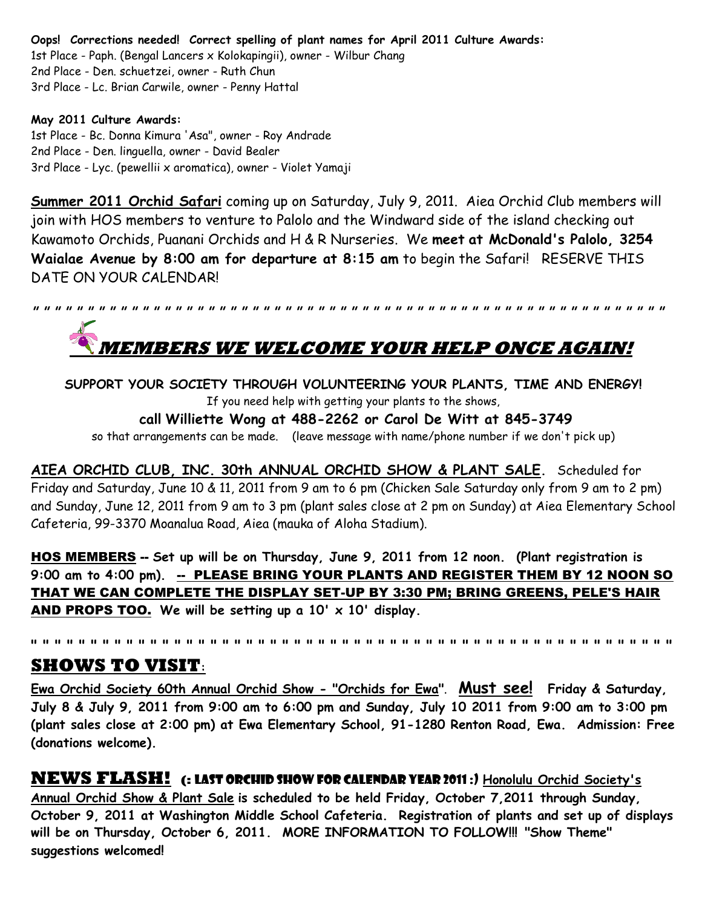**Oops! Corrections needed! Correct spelling of plant names for April 2011 Culture Awards:**
1st Place - Paph. (Bengal Lancers x Kolokapingii), owner - Wilbur Chang
2nd Place - Den. schuetzei, owner - Ruth Chun
3rd Place - Lc. Brian Carwile, owner - Penny Hattal

**May 2011 Culture Awards:**
1st Place - Bc. Donna Kimura 'Asa", owner - Roy Andrade
2nd Place - Den. linguella, owner - David Bealer
3rd Place - Lyc. (pewellii x aromatica), owner - Violet Yamaji

**Summer 2011 Orchid Safari** coming up on Saturday, July 9, 2011. Aiea Orchid Club members will join with HOS members to venture to Palolo and the Windward side of the island checking out Kawamoto Orchids, Puanani Orchids and H & R Nurseries. We **meet at McDonald's Palolo, 3254 Waialae Avenue by 8:00 am for departure at 8:15 am** to begin the Safari! RESERVE THIS DATE ON YOUR CALENDAR!

" " " " " " " " " " " " " " " " " " " " " " " " " " " " " " " " " " " " " " " " " " " " " " " " " " " " " " " " " " " " " " " " " " "

## *MEMBERS WE WELCOME YOUR HELP ONCE AGAIN!*

**SUPPORT YOUR SOCIETY THROUGH VOLUNTEERING YOUR PLANTS, TIME AND ENERGY!**

If you need help with getting your plants to the shows,

**call Williette Wong at 488-2262 or Carol De Witt at 845-3749**

so that arrangements can be made. (leave message with name/phone number if we don't pick up)

**AIEA ORCHID CLUB, INC. 30th ANNUAL ORCHID SHOW & PLANT SALE.** Scheduled for Friday and Saturday, June 10 & 11, 2011 from 9 am to 6 pm (Chicken Sale Saturday only from 9 am to 2 pm) and Sunday, June 12, 2011 from 9 am to 3 pm (plant sales close at 2 pm on Sunday) at Aiea Elementary School Cafeteria, 99-3370 Moanalua Road, Aiea (mauka of Aloha Stadium).

**HOS MEMBERS -- Set up will be on Thursday, June 9, 2011 from 12 noon. (Plant registration is 9:00 am to 4:00 pm). -- PLEASE BRING YOUR PLANTS AND REGISTER THEM BY 12 NOON SO THAT WE CAN COMPLETE THE DISPLAY SET-UP BY 3:30 PM; BRING GREENS, PELE'S HAIR AND PROPS TOO. We will be setting up a 10' x 10' display.**

" " " " " " " " " " " " " " " " " " " " " " " " " " " " " " " " " " " " " " " " " " " " " " " " " " " " " " " " " " " " " " " " " " "

## SHOWS TO VISIT:

**Ewa Orchid Society 60th Annual Orchid Show - "Orchids for Ewa". Must see! Friday & Saturday, July 8 & July 9, 2011 from 9:00 am to 6:00 pm and Sunday, July 10 2011 from 9:00 am to 3:00 pm (plant sales close at 2:00 pm) at Ewa Elementary School, 91-1280 Renton Road, Ewa. Admission: Free (donations welcome).**

**NEWS FLASH!** **(: LAST ORCHID SHOW FOR CALENDAR YEAR 2011 :)** **Honolulu Orchid Society's Annual Orchid Show & Plant Sale is scheduled to be held Friday, October 7,2011 through Sunday, October 9, 2011 at Washington Middle School Cafeteria. Registration of plants and set up of displays will be on Thursday, October 6, 2011. MORE INFORMATION TO FOLLOW!!! "Show Theme" suggestions welcomed!**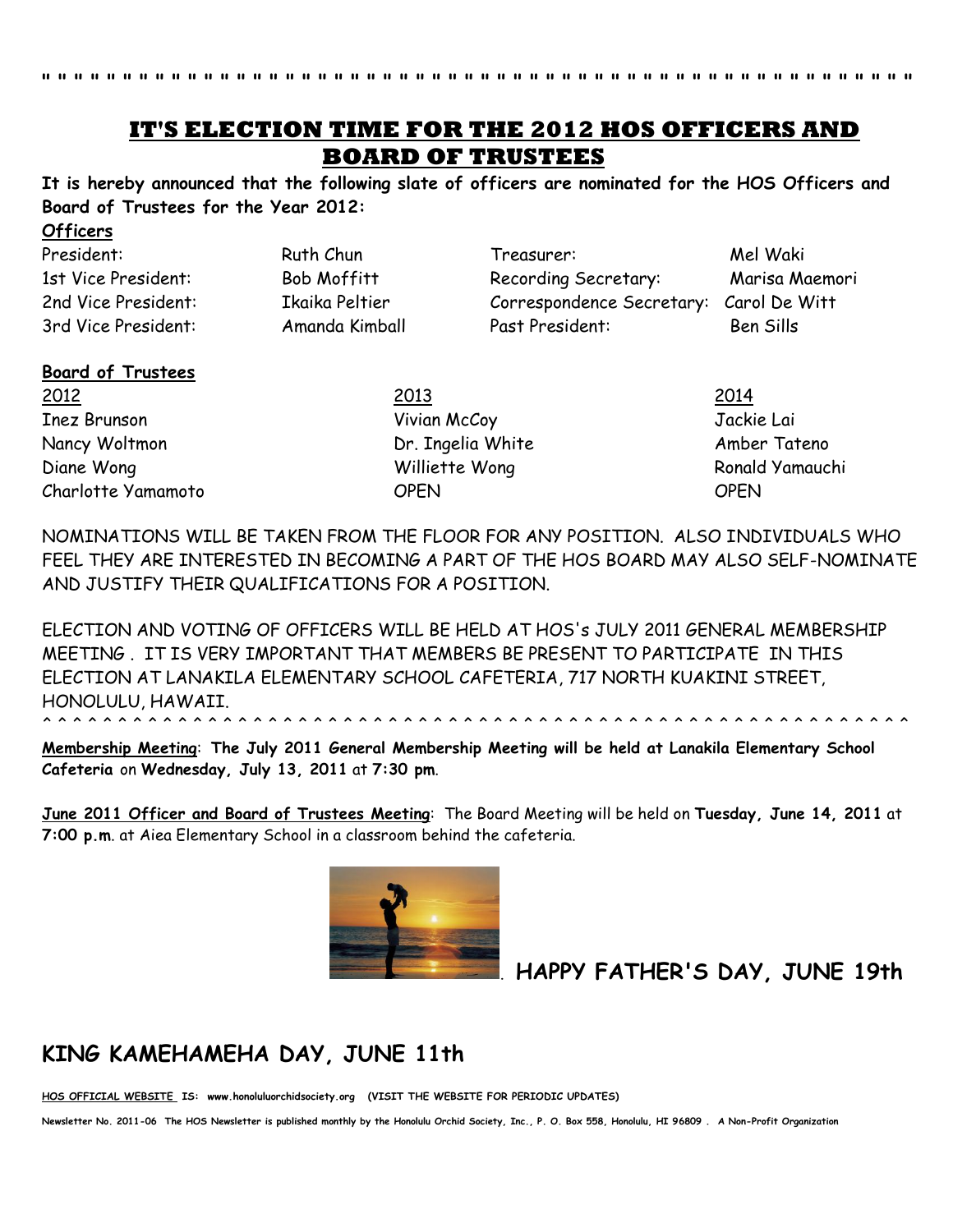## IT'S ELECTION TIME FOR THE 2012 HOS OFFICERS AND BOARD OF TRUSTEES

**It is hereby announced that the following slate of officers are nominated for the HOS Officers and Board of Trustees for the Year 2012:**

**Officers**

| | | | |
|---|---|---|---|
| President: | Ruth Chun | Treasurer: | Mel Waki |
| 1st Vice President: | Bob Moffitt | Recording Secretary: | Marisa Maemori |
| 2nd Vice President: | Ikaika Peltier | Correspondence Secretary: | Carol De Witt |
| 3rd Vice President: | Amanda Kimball | Past President: | Ben Sills |

**Board of Trustees**

| 2012 | 2013 | 2014 |
|---|---|---|
| Inez Brunson | Vivian McCoy | Jackie Lai |
| Nancy Woltmon | Dr. Ingelia White | Amber Tateno |
| Diane Wong | Williette Wong | Ronald Yamauchi |
| Charlotte Yamamoto | OPEN | OPEN |

NOMINATIONS WILL BE TAKEN FROM THE FLOOR FOR ANY POSITION. ALSO INDIVIDUALS WHO FEEL THEY ARE INTERESTED IN BECOMING A PART OF THE HOS BOARD MAY ALSO SELF-NOMINATE AND JUSTIFY THEIR QUALIFICATIONS FOR A POSITION.

ELECTION AND VOTING OF OFFICERS WILL BE HELD AT HOS's JULY 2011 GENERAL MEMBERSHIP MEETING . IT IS VERY IMPORTANT THAT MEMBERS BE PRESENT TO PARTICIPATE IN THIS ELECTION AT LANAKILA ELEMENTARY SCHOOL CAFETERIA, 717 NORTH KUAKINI STREET, HONOLULU, HAWAII.

**Membership Meeting**: **The July 2011 General Membership Meeting will be held at Lanakila Elementary School Cafeteria** on **Wednesday, July 13, 2011** at **7:30 pm**.

**June 2011 Officer and Board of Trustees Meeting**: The Board Meeting will be held on **Tuesday, June 14, 2011** at **7:00 p.m**. at Aiea Elementary School in a classroom behind the cafeteria.

**HAPPY FATHER'S DAY, JUNE 19th**

## KING KAMEHAMEHA DAY, JUNE 11th

HOS OFFICIAL WEBSITE IS: www.honoluluorchidsociety.org (VISIT THE WEBSITE FOR PERIODIC UPDATES)

Newsletter No. 2011-06 The HOS Newsletter is published monthly by the Honolulu Orchid Society, Inc., P. O. Box 558, Honolulu, HI 96809 . A Non-Profit Organization